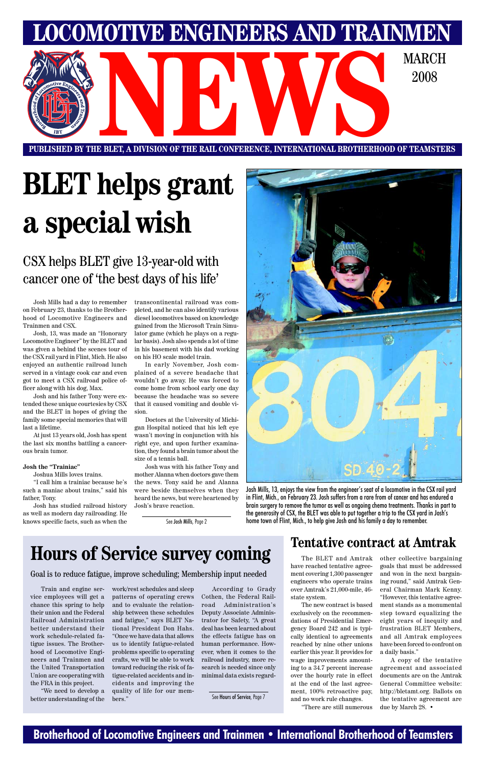# LOCOMOTIVE ENGINEERS AND TRAINMEN NEWS

MARCH 2008

PUBLISHED BY THE BLET, A DIVISION OF THE RAIL CONFERENCE, INTERNATIONAL BROTHERHOOD OF TEAMSTERS

# BLET helps grant a special wish

## CSX helps BLET give 13-year-old with cancer one of 'the best days of his life'

Josh Mills had a day to remember on February 23, thanks to the Brotherhood of Locomotive Engineers and Trainmen and CSX.

Josh, 13, was made an "Honorary Locomotive Engineer" by the BLET and was given a behind the scenes tour of the CSX rail yard in Flint, Mich. He also enjoyed an authentic railroad lunch served in a vintage cook car and even got to meet a CSX railroad police officer along with his dog, Max.

Josh and his father Tony were extended these unique courtesies by CSX and the BLET in hopes of giving the family some special memories that will last a lifetime.

At just 13 years old, Josh has spent the last six months battling a cancerous brain tumor.

**Josh the "Trainiac"**

Joshua Mills loves trains.

"I call him a trainiac because he's such a maniac about trains," said his father, Tony.

Josh has studied railroad history as well as modern day railroading. He knows specific facts, such as when the transcontinental railroad was completed, and he can also identify various diesel locomotives based on knowledge gained from the Microsoft Train Simulator game (which he plays on a regular basis). Josh also spends a lot of time in his basement with his dad working on his HO scale model train.

In early November, Josh complained of a severe headache that wouldn't go away. He was forced to come home from school early one day because the headache was so severe that it caused vomiting and double vision.

Doctors at the University of Michigan Hospital noticed that his left eye wasn't moving in conjunction with his right eye, and upon further examination, they found a brain tumor about the size of a tennis ball.

Josh was with his father Tony and mother Alanna when doctors gave them the news. Tony said he and Alanna were beside themselves when they heard the news, but were heartened by Josh's brave reaction.

See Josh Mills, Page 2

Josh Mills, 13, enjoys the view from the engineer's seat of a locomotive in the CSX rail yard in Flint, Mich., on February 23. Josh suffers from a rare from of cancer and has endured a brain surgery to remove the tumor as well as ongoing chemo treatments. Thanks in part to the generosity of CSX, the BLET was able to put together a trip to the CSX yard in Josh's home town of Flint, Mich., to help give Josh and his family a day to remember.

# Hours of Service survey coming

## Goal is to reduce fatigue, improve scheduling; Membership input needed

Train and engine service employees will get a chance this spring to help their union and the Federal Railroad Administration better understand their work schedule-related fatigue issues. The Brotherhood of Locomotive Engineers and Trainmen and the United Transportation Union are cooperating with the FRA in this project.

"We need to develop a better understanding of the work/rest schedules and sleep patterns of operating crews and to evaluate the relationship between these schedules and fatigue," says BLET National President Don Hahs. "Once we have data that allows us to identify fatigue-related problems specific to operating crafts, we will be able to work toward reducing the risk of fatigue-related accidents and incidents and improving the quality of life for our members."

According to Grady Cothen, the Federal Railroad Administration's Deputy Associate Administrator for Safety, "A great deal has been learned about the effects fatigue has on human performance. However, when it comes to the railroad industry, more research is needed since only minimal data exists regard-

See Hours of Service, Page 7

# Tentative contract at Amtrak

The BLET and Amtrak have reached tentative agreement covering 1,300 passenger engineers who operate trains over Amtrak's 21,000-mile, 46-state system.

The new contract is based exclusively on the recommendations of Presidential Emergency Board 242 and is typically identical to agreements reached by nine other unions earlier this year. It provides for wage improvements amounting to a 34.7 percent increase over the hourly rate in effect at the end of the last agreement, 100% retroactive pay, and no work rule changes.

"There are still numerous other collective bargaining goals that must be addressed and won in the next bargaining round," said Amtrak General Chairman Mark Kenny. "However, this tentative agreement stands as a monumental step toward equalizing the eight years of inequity and frustration BLET Members, and all Amtrak employees have been forced to confront on a daily basis."

A copy of the tentative agreement and associated documents are on the Amtrak General Committee website: http://bletamt.org. Ballots on the tentative agreement are due by March 28. •

Brotherhood of Locomotive Engineers and Trainmen • International Brotherhood of Teamsters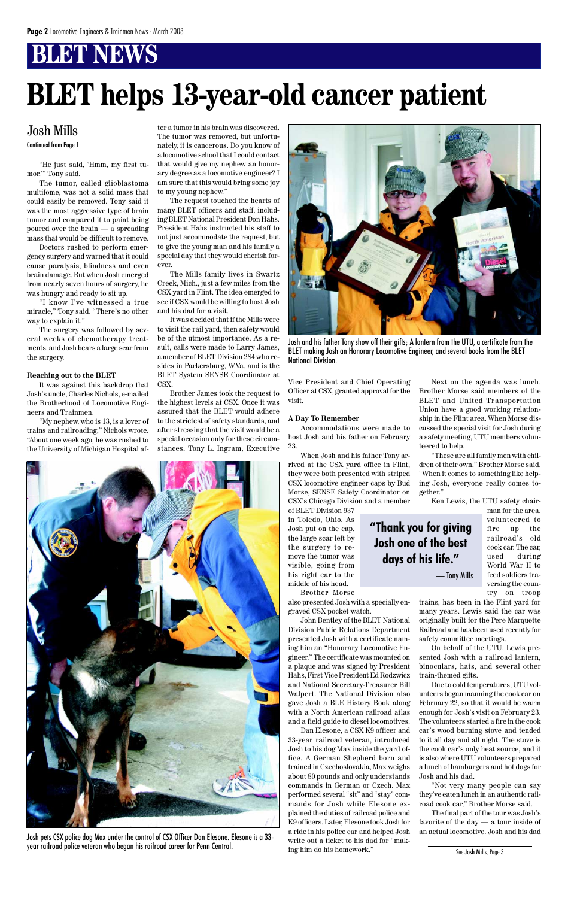# BLET NEWS

# BLET helps 13-year-old cancer patient

## Josh Mills

Continued from Page 1

"He just said, 'Hmm, my first tumor,'" Tony said.

The tumor, called glioblastoma multifome, was not a solid mass that could easily be removed. Tony said it was the most aggressive type of brain tumor and compared it to paint being poured over the brain — a spreading mass that would be difficult to remove.

Doctors rushed to perform emergency surgery and warned that it could cause paralysis, blindness and even brain damage. But when Josh emerged from nearly seven hours of surgery, he was hungry and ready to sit up.

"I know I've witnessed a true miracle," Tony said. "There's no other way to explain it."

The surgery was followed by several weeks of chemotherapy treatments, and Josh bears a large scar from the surgery.

### Reaching out to the BLET

It was against this backdrop that Josh's uncle, Charles Nichols, e-mailed the Brotherhood of Locomotive Engineers and Trainmen.

"My nephew, who is 13, is a lover of trains and railroading," Nichols wrote. "About one week ago, he was rushed to the University of Michigan Hospital after a tumor in his brain was discovered. The tumor was removed, but unfortunately, it is cancerous. Do you know of a locomotive school that I could contact that would give my nephew an honorary degree as a locomotive engineer? I am sure that this would bring some joy to my young nephew."

The request touched the hearts of many BLET officers and staff, including BLET National President Don Hahs. President Hahs instructed his staff to not just accommodate the request, but to give the young man and his family a special day that they would cherish forever.

The Mills family lives in Swartz Creek, Mich., just a few miles from the CSX yard in Flint. The idea emerged to see if CSX would be willing to host Josh and his dad for a visit.

It was decided that if the Mills were to visit the rail yard, then safety would be of the utmost importance. As a result, calls were made to Larry James, a member of BLET Division 284 who resides in Parkersburg, W.Va. and is the BLET System SENSE Coordinator at CSX.

Brother James took the request to the highest levels at CSX. Once it was assured that the BLET would adhere to the strictest of safety standards, and after stressing that the visit would be a special occasion only for these circumstances, Tony L. Ingram, Executive Vice President and Chief Operating Officer at CSX, granted approval for the visit.

Josh and his father Tony show off their gifts; A lantern from the UTU, a certificate from the BLET making Josh an Honorary Locomotive Engineer, and several books from the BLET National Division.

### A Day To Remember

Accommodations were made to host Josh and his father on February 23.

When Josh and his father Tony arrived at the CSX yard office in Flint, they were both presented with striped CSX locomotive engineer caps by Bud Morse, SENSE Safety Coordinator on CSX's Chicago Division and a member of BLET Division 937 in Toledo, Ohio. As Josh put on the cap, the large scar left by the surgery to remove the tumor was visible, going from his right ear to the middle of his head.

> **"Thank you for giving Josh one of the best days of his life."**
>
> — Tony Mills

Brother Morse also presented Josh with a specially engraved CSX pocket watch.

John Bentley of the BLET National Division Public Relations Department presented Josh with a certificate naming him an "Honorary Locomotive Engineer." The certificate was mounted on a plaque and was signed by President Hahs, First Vice President Ed Rodzwicz and National Secretary-Treasurer Bill Walpert. The National Division also gave Josh a BLE History Book along with a North American railroad atlas and a field guide to diesel locomotives.

Dan Elesone, a CSX K9 officer and 33-year railroad veteran, introduced Josh to his dog Max inside the yard office. A German Shepherd born and trained in Czechoslovakia, Max weighs about 80 pounds and only understands commands in German or Czech. Max performed several "sit" and "stay" commands for Josh while Elesone explained the duties of railroad police and K9 officers. Later, Elesone took Josh for a ride in his police car and helped Josh write out a ticket to his dad for "making him do his homework."

Next on the agenda was lunch. Brother Morse said members of the BLET and United Transportation Union have a good working relationship in the Flint area. When Morse discussed the special visit for Josh during a safety meeting, UTU members volunteered to help.

"These are all family men with children of their own," Brother Morse said. "When it comes to something like helping Josh, everyone really comes together."

Ken Lewis, the UTU safety chairman for the area, volunteered to fire up the railroad's old cook car. The car, used during World War II to feed soldiers traversing the country on troop trains, has been in the Flint yard for many years. Lewis said the car was originally built for the Pere Marquette Railroad and has been used recently for safety committee meetings.

On behalf of the UTU, Lewis presented Josh with a railroad lantern, binoculars, hats, and several other train-themed gifts.

Due to cold temperatures, UTU volunteers began manning the cook car on February 22, so that it would be warm enough for Josh's visit on February 23. The volunteers started a fire in the cook car's wood burning stove and tended to it all day and all night. The stove is the cook car's only heat source, and it is also where UTU volunteers prepared a lunch of hamburgers and hot dogs for Josh and his dad.

"Not very many people can say they've eaten lunch in an authentic railroad cook car," Brother Morse said.

The final part of the tour was Josh's favorite of the day — a tour inside of an actual locomotive. Josh and his dad

See Josh Mills, Page 3

Josh pets CSX police dog Max under the control of CSX Officer Dan Elesone. Elesone is a 33-year railroad police veteran who began his railroad career for Penn Central.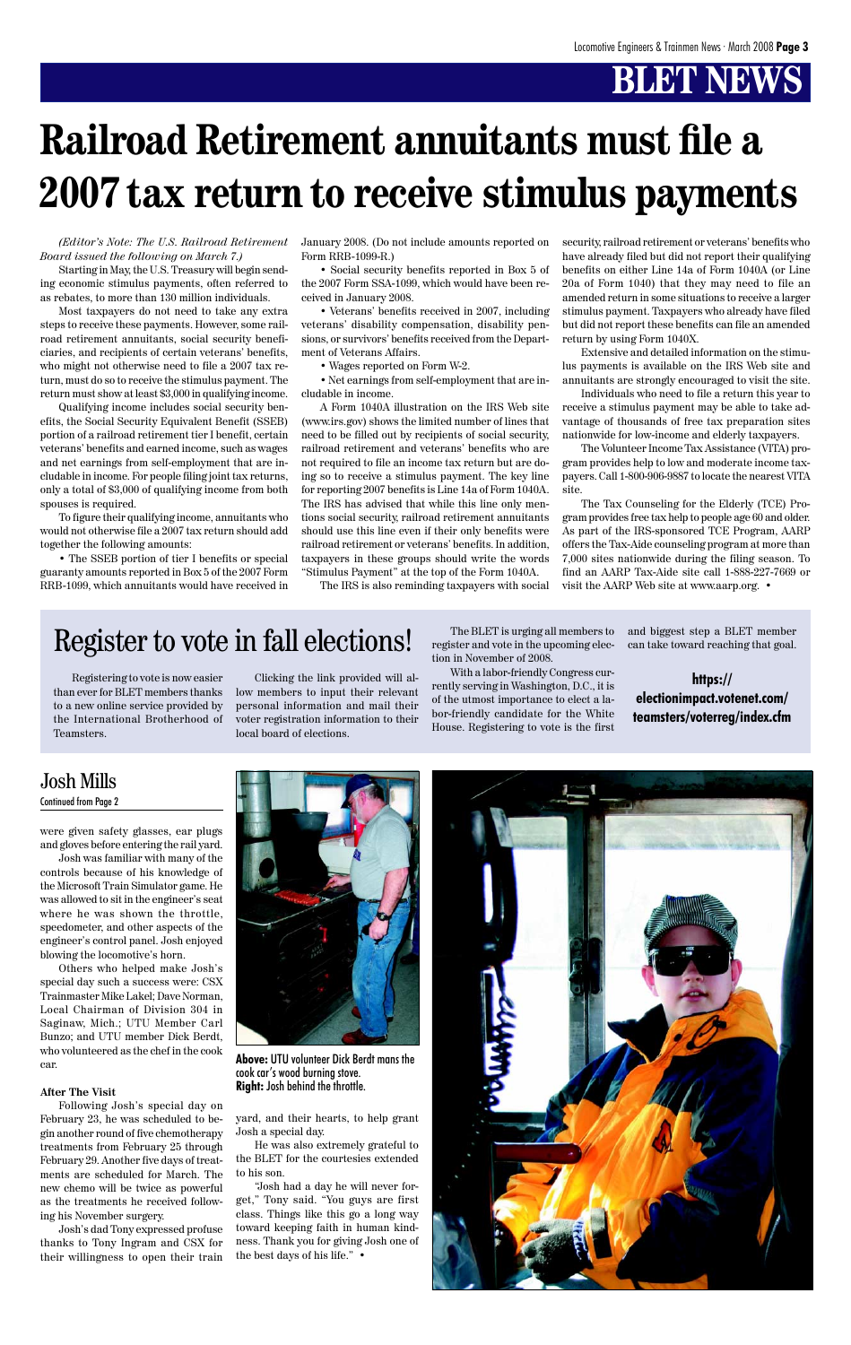# BLET NEWS

# Railroad Retirement annuitants must file a 2007 tax return to receive stimulus payments

*(Editor's Note: The U.S. Railroad Retirement Board issued the following on March 7.)*

Starting in May, the U.S. Treasury will begin sending economic stimulus payments, often referred to as rebates, to more than 130 million individuals.

Most taxpayers do not need to take any extra steps to receive these payments. However, some railroad retirement annuitants, social security beneficiaries, and recipients of certain veterans' benefits, who might not otherwise need to file a 2007 tax return, must do so to receive the stimulus payment. The return must show at least $3,000 in qualifying income.

Qualifying income includes social security benefits, the Social Security Equivalent Benefit (SSEB) portion of a railroad retirement tier I benefit, certain veterans' benefits and earned income, such as wages and net earnings from self-employment that are includable in income. For people filing joint tax returns, only a total of $3,000 of qualifying income from both spouses is required.

To figure their qualifying income, annuitants who would not otherwise file a 2007 tax return should add together the following amounts:

- The SSEB portion of tier I benefits or special guaranty amounts reported in Box 5 of the 2007 Form RRB-1099, which annuitants would have received in January 2008. (Do not include amounts reported on Form RRB-1099-R.)
- Social security benefits reported in Box 5 of the 2007 Form SSA-1099, which would have been received in January 2008.
- Veterans' benefits received in 2007, including veterans' disability compensation, disability pensions, or survivors' benefits received from the Department of Veterans Affairs.
- Wages reported on Form W-2.
- Net earnings from self-employment that are includable in income.

A Form 1040A illustration on the IRS Web site (www.irs.gov) shows the limited number of lines that need to be filled out by recipients of social security, railroad retirement and veterans' benefits who are not required to file an income tax return but are doing so to receive a stimulus payment. The key line for reporting 2007 benefits is Line 14a of Form 1040A. The IRS has advised that while this line only mentions social security, railroad retirement annuitants should use this line even if their only benefits were railroad retirement or veterans' benefits. In addition, taxpayers in these groups should write the words "Stimulus Payment" at the top of the Form 1040A.

The IRS is also reminding taxpayers with social security, railroad retirement or veterans' benefits who have already filed but did not report their qualifying benefits on either Line 14a of Form 1040A (or Line 20a of Form 1040) that they may need to file an amended return in some situations to receive a larger stimulus payment. Taxpayers who already have filed but did not report these benefits can file an amended return by using Form 1040X.

Extensive and detailed information on the stimulus payments is available on the IRS Web site and annuitants are strongly encouraged to visit the site.

Individuals who need to file a return this year to receive a stimulus payment may be able to take advantage of thousands of free tax preparation sites nationwide for low-income and elderly taxpayers.

The Volunteer Income Tax Assistance (VITA) program provides help to low and moderate income taxpayers. Call 1-800-906-9887 to locate the nearest VITA site.

The Tax Counseling for the Elderly (TCE) Program provides free tax help to people age 60 and older. As part of the IRS-sponsored TCE Program, AARP offers the Tax-Aide counseling program at more than 7,000 sites nationwide during the filing season. To find an AARP Tax-Aide site call 1-888-227-7669 or visit the AARP Web site at www.aarp.org. •

## Register to vote in fall elections!

Registering to vote is now easier than ever for BLET members thanks to a new online service provided by the International Brotherhood of Teamsters.

Clicking the link provided will allow members to input their relevant personal information and mail their voter registration information to their local board of elections.

The BLET is urging all members to register and vote in the upcoming election in November of 2008.

With a labor-friendly Congress currently serving in Washington, D.C., it is of the utmost importance to elect a labor-friendly candidate for the White House. Registering to vote is the first and biggest step a BLET member can take toward reaching that goal.

**https://electionimpact.votenet.com/teamsters/voterreg/index.cfm**

## Josh Mills

Continued from Page 2

were given safety glasses, ear plugs and gloves before entering the rail yard.

Josh was familiar with many of the controls because of his knowledge of the Microsoft Train Simulator game. He was allowed to sit in the engineer's seat where he was shown the throttle, speedometer, and other aspects of the engineer's control panel. Josh enjoyed blowing the locomotive's horn.

Others who helped make Josh's special day such a success were: CSX Trainmaster Mike Lakel; Dave Norman, Local Chairman of Division 304 in Saginaw, Mich.; UTU Member Carl Bunzo; and UTU member Dick Berdt, who volunteered as the chef in the cook car.

**After The Visit**

Following Josh's special day on February 23, he was scheduled to begin another round of five chemotherapy treatments from February 25 through February 29. Another five days of treatments are scheduled for March. The new chemo will be twice as powerful as the treatments he received following his November surgery.

Josh's dad Tony expressed profuse thanks to Tony Ingram and CSX for their willingness to open their train yard, and their hearts, to help grant Josh a special day.

He was also extremely grateful to the BLET for the courtesies extended to his son.

"Josh had a day he will never forget," Tony said. "You guys are first class. Things like this go a long way toward keeping faith in human kindness. Thank you for giving Josh one of the best days of his life." •

**Above:** UTU volunteer Dick Berdt mans the cook car's wood burning stove.
**Right:** Josh behind the throttle.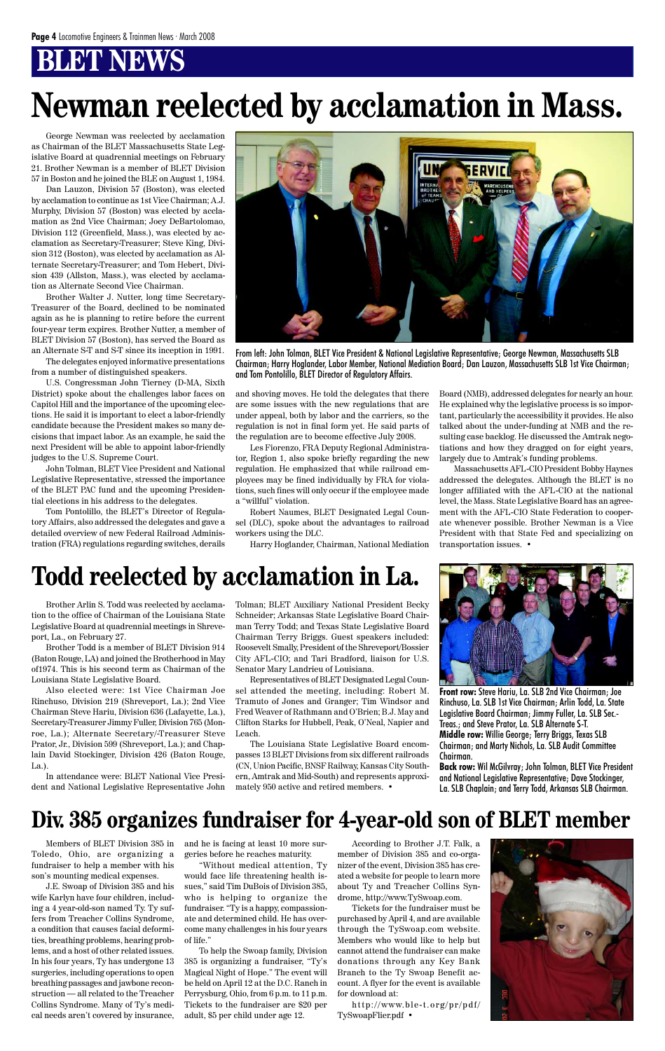# BLET NEWS

# Newman reelected by acclamation in Mass.

George Newman was reelected by acclamation as Chairman of the BLET Massachusetts State Legislative Board at quadrennial meetings on February 21. Brother Newman is a member of BLET Division 57 in Boston and he joined the BLE on August 1, 1984.

Dan Lauzon, Division 57 (Boston), was elected by acclamation to continue as 1st Vice Chairman; A.J. Murphy, Division 57 (Boston) was elected by acclamation as 2nd Vice Chairman; Joey DeBartolomao, Division 112 (Greenfield, Mass.), was elected by acclamation as Secretary-Treasurer; Steve King, Division 312 (Boston), was elected by acclamation as Alternate Secretary-Treasurer; and Tom Hebert, Division 439 (Allston, Mass.), was elected by acclamation as Alternate Second Vice Chairman.

Brother Walter J. Nutter, long time Secretary-Treasurer of the Board, declined to be nominated again as he is planning to retire before the current four-year term expires. Brother Nutter, a member of BLET Division 57 (Boston), has served the Board as an Alternate S-T and S-T since its inception in 1991.

The delegates enjoyed informative presentations from a number of distinguished speakers.

U.S. Congressman John Tierney (D-MA, Sixth District) spoke about the challenges labor faces on Capitol Hill and the importance of the upcoming elections. He said it is important to elect a labor-friendly candidate because the President makes so many decisions that impact labor. As an example, he said the next President will be able to appoint labor-friendly judges to the U.S. Supreme Court.

John Tolman, BLET Vice President and National Legislative Representative, stressed the importance of the BLET PAC fund and the upcoming Presidential elections in his address to the delegates.

Tom Pontolillo, the BLET's Director of Regulatory Affairs, also addressed the delegates and gave a detailed overview of new Federal Railroad Administration (FRA) regulations regarding switches, derails and shoving moves. He told the delegates that there are some issues with the new regulations that are under appeal, both by labor and the carriers, so the regulation is not in final form yet. He said parts of the regulation are to become effective July 2008.

Les Fiorenzo, FRA Deputy Regional Administrator, Region 1, also spoke briefly regarding the new regulation. He emphasized that while railroad employees may be fined individually by FRA for violations, such fines will only occur if the employee made a "willful" violation.

Robert Naumes, BLET Designated Legal Counsel (DLC), spoke about the advantages to railroad workers using the DLC.

Harry Hoglander, Chairman, National Mediation Board (NMB), addressed delegates for nearly an hour. He explained why the legislative process is so important, particularly the accessibility it provides. He also talked about the under-funding at NMB and the resulting case backlog. He discussed the Amtrak negotiations and how they dragged on for eight years, largely due to Amtrak's funding problems.

Massachusetts AFL-CIO President Bobby Haynes addressed the delegates. Although the BLET is no longer affiliated with the AFL-CIO at the national level, the Mass. State Legislative Board has an agreement with the AFL-CIO State Federation to cooperate whenever possible. Brother Newman is a Vice President with that State Fed and specializing on transportation issues. •

From left: John Tolman, BLET Vice President & National Legislative Representative; George Newman, Massachusetts SLB Chairman; Harry Hoglander, Labor Member, National Mediation Board; Dan Lauzon, Massachusetts SLB 1st Vice Chairman; and Tom Pontolillo, BLET Director of Regulatory Affairs.

# Todd reelected by acclamation in La.

Brother Arlin S. Todd was reelected by acclamation to the office of Chairman of the Louisiana State Legislative Board at quadrennial meetings in Shreveport, La., on February 27.

Brother Todd is a member of BLET Division 914 (Baton Rouge, LA) and joined the Brotherhood in May of1974. This is his second term as Chairman of the Louisiana State Legislative Board.

Also elected were: 1st Vice Chairman Joe Rinchuso, Division 219 (Shreveport, La.); 2nd Vice Chairman Steve Hariu, Division 636 (Lafayette, La.), Secretary-Treasurer Jimmy Fuller, Division 765 (Monroe, La.); Alternate Secretary/-Treasurer Steve Prator, Jr., Division 599 (Shreveport, La.); and Chaplain David Stockinger, Division 426 (Baton Rouge, La.).

In attendance were: BLET National Vice President and National Legislative Representative John Tolman; BLET Auxiliary National President Becky Schneider; Arkansas State Legislative Board Chairman Terry Todd; and Texas State Legislative Board Chairman Terry Briggs. Guest speakers included: Roosevelt Smally, President of the Shreveport/Bossier City AFL-CIO; and Tari Bradford, liaison for U.S. Senator Mary Landrieu of Louisiana.

Representatives of BLET Designated Legal Counsel attended the meeting, including: Robert M. Tramuto of Jones and Granger; Tim Windsor and Fred Weaver of Rathmann and O'Brien; B.J. May and Clifton Starks for Hubbell, Peak, O'Neal, Napier and Leach.

The Louisiana State Legislative Board encompasses 13 BLET Divisions from six different railroads (CN, Union Pacific, BNSF Railway, Kansas City Southern, Amtrak and Mid-South) and represents approximately 950 active and retired members. •

**Front row:** Steve Hariu, La. SLB 2nd Vice Chairman; Joe Rinchuso, La. SLB 1st Vice Chairman; Arlin Todd, La. State Legislative Board Chairman; Jimmy Fuller, La. SLB Sec.-Treas.; and Steve Prator, La. SLB Alternate S-T. **Middle row:** Willie George; Terry Briggs, Texas SLB Chairman; and Marty Nichols, La. SLB Audit Committee Chairman. **Back row:** Wil McGilvray; John Tolman, BLET Vice President and National Legislative Representative; Dave Stockinger, La. SLB Chaplain; and Terry Todd, Arkansas SLB Chairman.

# Div. 385 organizes fundraiser for 4-year-old son of BLET member

Members of BLET Division 385 in Toledo, Ohio, are organizing a fundraiser to help a member with his son's mounting medical expenses.

J.E. Swoap of Division 385 and his wife Karlyn have four children, including a 4 year-old-son named Ty. Ty suffers from Treacher Collins Syndrome, a condition that causes facial deformities, breathing problems, hearing problems, and a host of other related issues. In his four years, Ty has undergone 13 surgeries, including operations to open breathing passages and jawbone reconstruction — all related to the Treacher Collins Syndrome. Many of Ty's medical needs aren't covered by insurance, and he is facing at least 10 more surgeries before he reaches maturity.

"Without medical attention, Ty would face life threatening health issues," said Tim DuBois of Division 385, who is helping to organize the fundraiser. "Ty is a happy, compassionate and determined child. He has overcome many challenges in his four years of life."

To help the Swoap family, Division 385 is organizing a fundraiser, "Ty's Magical Night of Hope." The event will be held on April 12 at the D.C. Ranch in Perrysburg, Ohio, from 6 p.m. to 11 p.m. Tickets to the fundraiser are $20 per adult, $5 per child under age 12.

According to Brother J.T. Falk, a member of Division 385 and co-organizer of the event, Division 385 has created a website for people to learn more about Ty and Treacher Collins Syndrome, http://www.TySwoap.com.

Tickets for the fundraiser must be purchased by April 4, and are available through the TySwoap.com website. Members who would like to help but cannot attend the fundraiser can make donations through any Key Bank Branch to the Ty Swoap Benefit account. A flyer for the event is available for download at:

http://www.ble-t.org/pr/pdf/TySwoapFlier.pdf •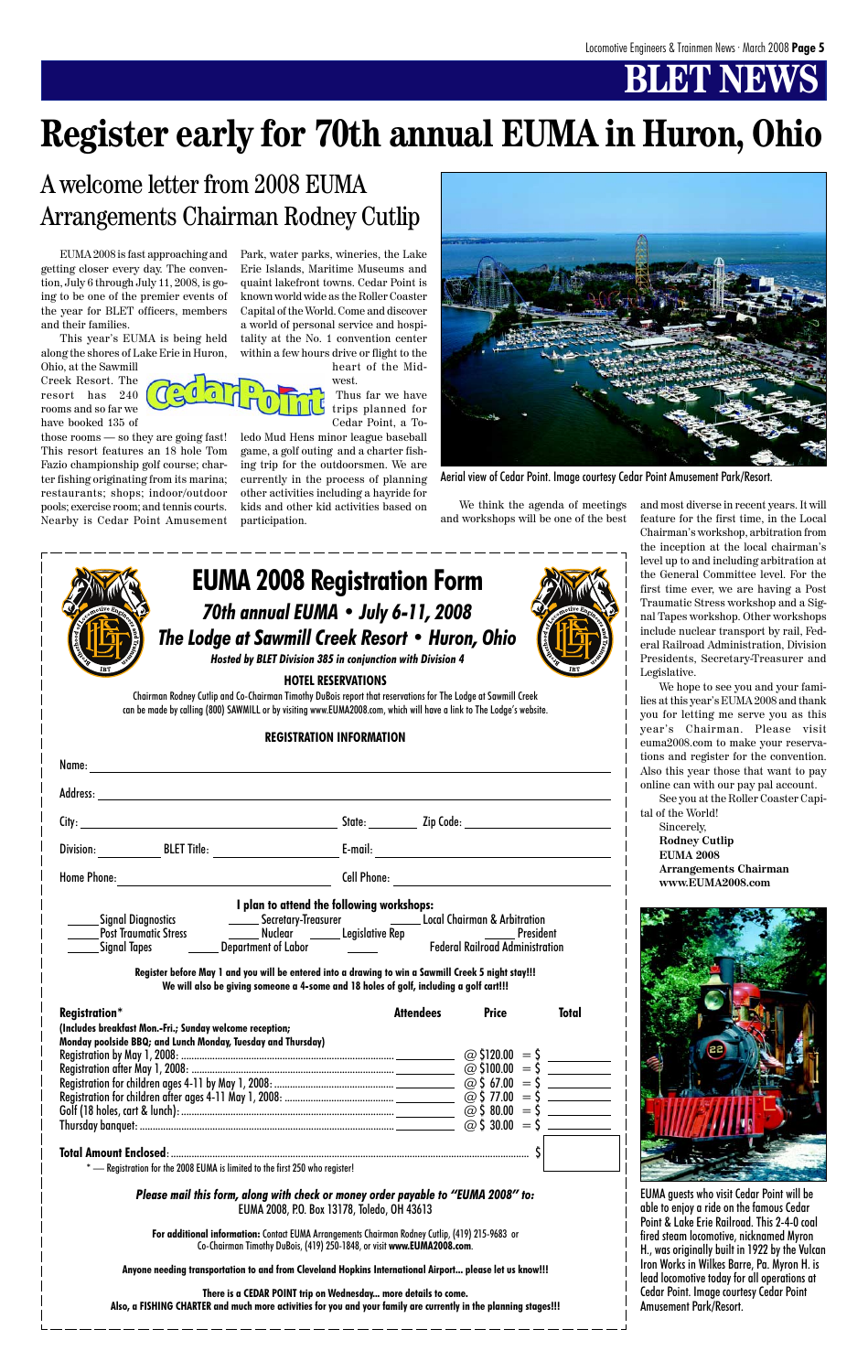# BLET NEWS

# Register early for 70th annual EUMA in Huron, Ohio

## A welcome letter from 2008 EUMA Arrangements Chairman Rodney Cutlip

EUMA 2008 is fast approaching and getting closer every day. The convention, July 6 through July 11, 2008, is going to be one of the premier events of the year for BLET officers, members and their families.

This year's EUMA is being held along the shores of Lake Erie in Huron, Ohio, at the Sawmill Creek Resort. The resort has 240 rooms and so far we have booked 135 of those rooms — so they are going fast! This resort features an 18 hole Tom Fazio championship golf course; charter fishing originating from its marina; restaurants; shops; indoor/outdoor pools; exercise room; and tennis courts. Nearby is Cedar Point Amusement Park, water parks, wineries, the Lake Erie Islands, Maritime Museums and quaint lakefront towns. Cedar Point is known world wide as the Roller Coaster Capital of the World. Come and discover a world of personal service and hospitality at the No. 1 convention center within a few hours drive or flight to the heart of the Midwest.

Thus far we have trips planned for Cedar Point, a Toledo Mud Hens minor league baseball game, a golf outing and a charter fishing trip for the outdoorsmen. We are currently in the process of planning other activities including a hayride for kids and other kid activities based on participation.

Aerial view of Cedar Point. Image courtesy Cedar Point Amusement Park/Resort.

We think the agenda of meetings and workshops will be one of the best and most diverse in recent years. It will feature for the first time, in the Local Chairman's workshop, arbitration from the inception at the local chairman's level up to and including arbitration at the General Committee level. For the first time ever, we are having a Post Traumatic Stress workshop and a Signal Tapes workshop. Other workshops include nuclear transport by rail, Federal Railroad Administration, Division Presidents, Secretary-Treasurer and Legislative.

We hope to see you and your families at this year's EUMA 2008 and thank you for letting me serve you as this year's Chairman. Please visit euma2008.com to make your reservations and register for the convention. Also this year those that want to pay online can with our pay pal account.

See you at the Roller Coaster Capital of the World!

Sincerely,
**Rodney Cutlip**
**EUMA 2008**
**Arrangements Chairman**
**www.EUMA2008.com**

EUMA guests who visit Cedar Point will be able to enjoy a ride on the famous Cedar Point & Lake Erie Railroad. This 2-4-0 coal fired steam locomotive, nicknamed Myron H., was originally built in 1922 by the Vulcan Iron Works in Wilkes Barre, Pa. Myron H. is lead locomotive today for all operations at Cedar Point. Image courtesy Cedar Point Amusement Park/Resort.

---

## EUMA 2008 Registration Form

### *70th annual EUMA • July 6-11, 2008*

### *The Lodge at Sawmill Creek Resort • Huron, Ohio*

*Hosted by BLET Division 385 in conjunction with Division 4*

**HOTEL RESERVATIONS**

Chairman Rodney Cutlip and Co-Chairman Timothy DuBois report that reservations for The Lodge at Sawmill Creek can be made by calling (800) SAWMILL or by visiting www.EUMA2008.com, which will have a link to The Lodge's website.

**REGISTRATION INFORMATION**

Name: ______________________

Address: ______________________

City: ____________ State: ______ Zip Code: ____________

Division: ______ BLET Title: ____________ E-mail: ____________

Home Phone: ____________ Cell Phone: ____________

**I plan to attend the following workshops:**

_____ Signal Diagnostics _____ Secretary-Treasurer _____ Local Chairman & Arbitration
_____ Post Traumatic Stress _____ Nuclear _____ Legislative Rep _____ President
_____ Signal Tapes _____ Department of Labor _____ Federal Railroad Administration

**Register before May 1 and you will be entered into a drawing to win a Sawmill Creek 5 night stay!!!**
**We will also be giving someone a 4-some and 18 holes of golf, including a golf cart!!!**

| Registration* | Attendees | Price | Total |
|---|---|---|---|
| **(Includes breakfast Mon.-Fri.; Sunday welcome reception; Monday poolside BBQ; and Lunch Monday, Tuesday and Thursday)** | | | |
| Registration by May 1, 2008: | ______ | @ $120.00 = | $ ______ |
| Registration after May 1, 2008: | ______ | @ $100.00 = | $ ______ |
| Registration for children ages 4-11 by May 1, 2008: | ______ | @ $ 67.00 = | $ ______ |
| Registration for children after ages 4-11 May 1, 2008: | ______ | @ $ 77.00 = | $ ______ |
| Golf (18 holes, cart & lunch): | ______ | @ $ 80.00 = | $ ______ |
| Thursday banquet: | ______ | @ $ 30.00 = | $ ______ |

**Total Amount Enclosed:** $ ______

* — Registration for the 2008 EUMA is limited to the first 250 who register!

***Please mail this form, along with check or money order payable to "EUMA 2008" to:***
EUMA 2008, P.O. Box 13178, Toledo, OH 43613

**For additional information:** Contact EUMA Arrangements Chairman Rodney Cutlip, (419) 215-9683 or Co-Chairman Timothy DuBois, (419) 250-1848, or visit **www.EUMA2008.com**.

**Anyone needing transportation to and from Cleveland Hopkins International Airport... please let us know!!!**

**There is a CEDAR POINT trip on Wednesday... more details to come.**
**Also, a FISHING CHARTER and much more activities for you and your family are currently in the planning stages!!!**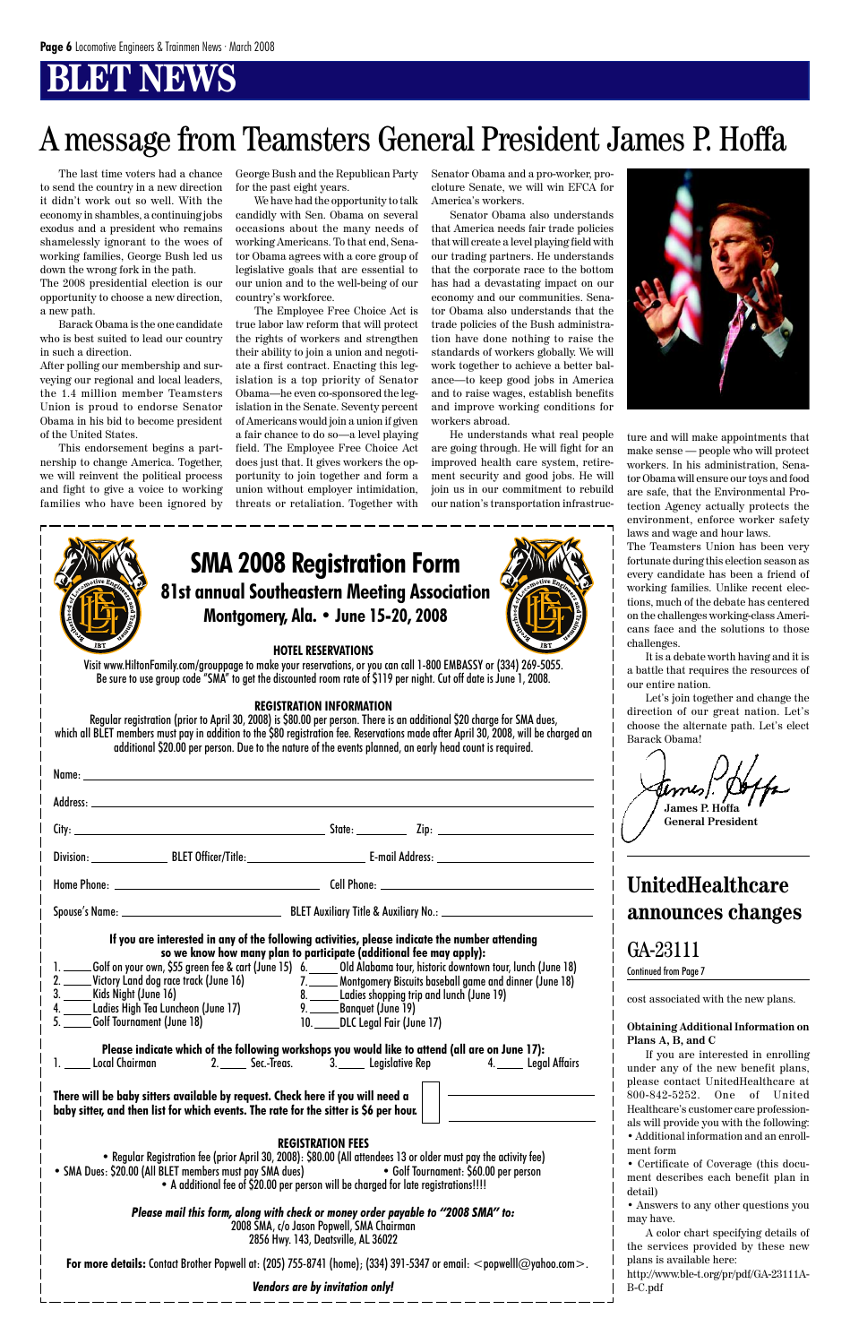# BLET NEWS

# A message from Teamsters General President James P. Hoffa

The last time voters had a chance to send the country in a new direction it didn't work out so well. With the economy in shambles, a continuing jobs exodus and a president who remains shamelessly ignorant to the woes of working families, George Bush led us down the wrong fork in the path.

The 2008 presidential election is our opportunity to choose a new direction, a new path.

Barack Obama is the one candidate who is best suited to lead our country in such a direction.

After polling our membership and surveying our regional and local leaders, the 1.4 million member Teamsters Union is proud to endorse Senator Obama in his bid to become president of the United States.

This endorsement begins a partnership to change America. Together, we will reinvent the political process and fight to give a voice to working families who have been ignored by George Bush and the Republican Party for the past eight years.

We have had the opportunity to talk candidly with Sen. Obama on several occasions about the many needs of working Americans. To that end, Senator Obama agrees with a core group of legislative goals that are essential to our union and to the well-being of our country's workforce.

The Employee Free Choice Act is true labor law reform that will protect the rights of workers and strengthen their ability to join a union and negotiate a first contract. Enacting this legislation is a top priority of Senator Obama—he even co-sponsored the legislation in the Senate. Seventy percent of Americans would join a union if given a fair chance to do so—a level playing field. The Employee Free Choice Act does just that. It gives workers the opportunity to join together and form a union without employer intimidation, threats or retaliation. Together with Senator Obama and a pro-worker, procloture Senate, we will win EFCA for America's workers.

Senator Obama also understands that America needs fair trade policies that will create a level playing field with our trading partners. He understands that the corporate race to the bottom has had a devastating impact on our economy and our communities. Senator Obama also understands that the trade policies of the Bush administration have done nothing to raise the standards of workers globally. We will work together to achieve a better balance—to keep good jobs in America and to raise wages, establish benefits and improve working conditions for workers abroad.

He understands what real people are going through. He will fight for an improved health care system, retirement security and good jobs. He will join us in our commitment to rebuild our nation's transportation infrastructure and will make appointments that make sense — people who will protect workers. In his administration, Senator Obama will ensure our toys and food are safe, that the Environmental Protection Agency actually protects the environment, enforce worker safety laws and wage and hour laws.

The Teamsters Union has been very fortunate during this election season as every candidate has been a friend of working families. Unlike recent elections, much of the debate has centered on the challenges working-class Americans face and the solutions to those challenges.

It is a debate worth having and it is a battle that requires the resources of our entire nation.

Let's join together and change the direction of our great nation. Let's choose the alternate path. Let's elect Barack Obama!

**James P. Hoffa**
**General President**

## SMA 2008 Registration Form

### 81st annual Southeastern Meeting Association

### Montgomery, Ala. • June 15-20, 2008

**HOTEL RESERVATIONS**

Visit www.HiltonFamily.com/grouppage to make your reservations, or you can call 1-800 EMBASSY or (334) 269-5055. Be sure to use group code "SMA" to get the discounted room rate of $119 per night. Cut off date is June 1, 2008.

**REGISTRATION INFORMATION**

Regular registration (prior to April 30, 2008) is $80.00 per person. There is an additional $20 charge for SMA dues, which all BLET members must pay in addition to the $80 registration fee. Reservations made after April 30, 2008, will be charged an additional $20.00 per person. Due to the nature of the events planned, an early head count is required.

Name: ______________________________

Address: ______________________________

City: ______________ State: ________ Zip: ______________

Division: __________ BLET Officer/Title: ______________ E-mail Address: ______________

Home Phone: ______________ Cell Phone: ______________

Spouse's Name: ______________ BLET Auxiliary Title & Auxiliary No.: ______________

**If you are interested in any of the following activities, please indicate the number attending so we know how many plan to participate (additional fee may apply):**

1. _____ Golf on your own, $55 green fee & cart (June 15)
2. _____ Victory Land dog race track (June 16)
3. _____ Kids Night (June 16)
4. _____ Ladies High Tea Luncheon (June 17)
5. _____ Golf Tournament (June 18)
6. _____ Old Alabama tour, historic downtown tour, lunch (June 18)
7. _____ Montgomery Biscuits baseball game and dinner (June 18)
8. _____ Ladies shopping trip and lunch (June 19)
9. _____ Banquet (June 19)
10. _____ DLC Legal Fair (June 17)

**Please indicate which of the following workshops you would like to attend (all are on June 17):**

1. _____ Local Chairman 2. _____ Sec.-Treas. 3. _____ Legislative Rep 4. _____ Legal Affairs

**There will be baby sitters available by request. Check here if you will need a baby sitter, and then list for which events. The rate for the sitter is $6 per hour.** ☐ ______________

**REGISTRATION FEES**

- Regular Registration fee (prior April 30, 2008): $80.00 (All attendees 13 or older must pay the activity fee)
- SMA Dues: $20.00 (All BLET members must pay SMA dues)
- Golf Tournament: $60.00 per person
- A additional fee of $20.00 per person will be charged for late registrations!!!!

***Please mail this form, along with check or money order payable to "2008 SMA" to:***

2008 SMA, c/o Jason Powell, SMA Chairman
2856 Hwy. 143, Deatsville, AL 36022

**For more details:** Contact Brother Powell at: (205) 755-8741 (home); (334) 391-5347 or email: <popwelll@yahoo.com>.

***Vendors are by invitation only!***

## UnitedHealthcare announces changes

### GA-23111

Continued from Page 7

cost associated with the new plans.

**Obtaining Additional Information on Plans A, B, and C**

If you are interested in enrolling under any of the new benefit plans, please contact UnitedHealthcare at 800-842-5252. One of United Healthcare's customer care professionals will provide you with the following:

- Additional information and an enrollment form
- Certificate of Coverage (this document describes each benefit plan in detail)
- Answers to any other questions you may have.

A color chart specifying details of the services provided by these new plans is available here:

http://www.ble-t.org/pr/pdf/GA-23111A-B-C.pdf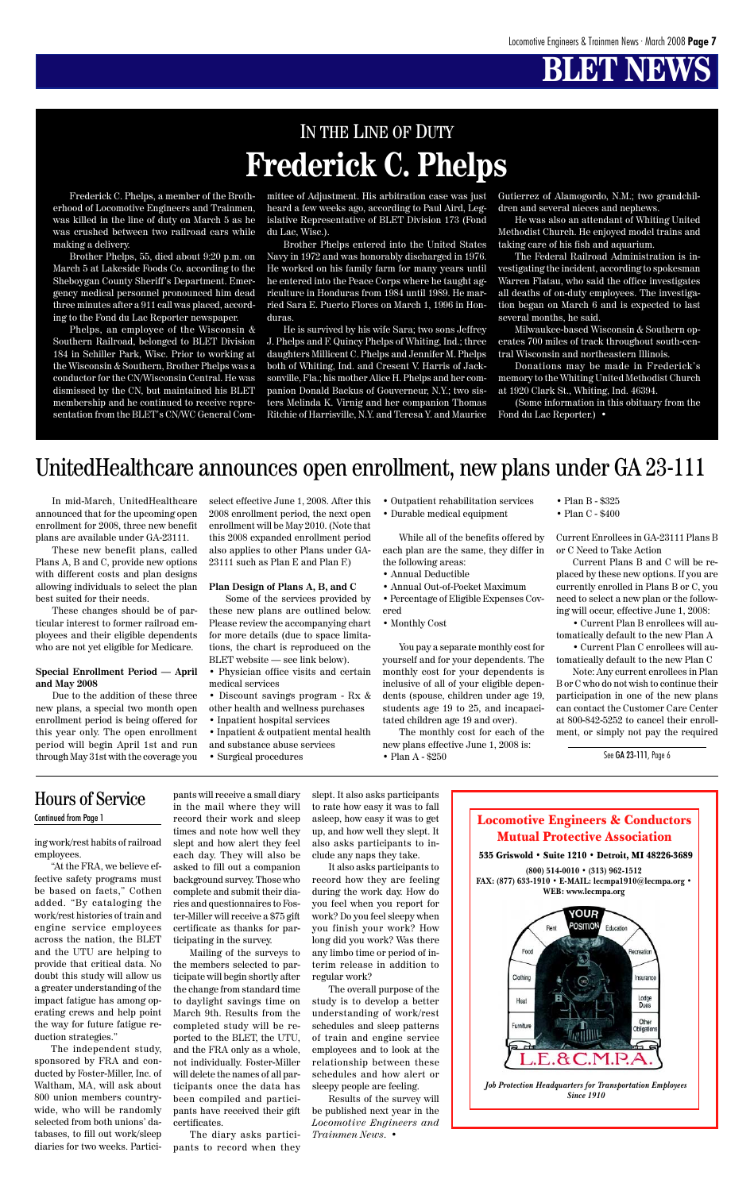# BLET NEWS

## IN THE LINE OF DUTY

# Frederick C. Phelps

Frederick C. Phelps, a member of the Brotherhood of Locomotive Engineers and Trainmen, was killed in the line of duty on March 5 as he was crushed between two railroad cars while making a delivery.

Brother Phelps, 55, died about 9:20 p.m. on March 5 at Lakeside Foods Co. according to the Sheboygan County Sheriff's Department. Emergency medical personnel pronounced him dead three minutes after a 911 call was placed, according to the Fond du Lac Reporter newspaper.

Phelps, an employee of the Wisconsin & Southern Railroad, belonged to BLET Division 184 in Schiller Park, Wisc. Prior to working at the Wisconsin & Southern, Brother Phelps was a conductor for the CN/Wisconsin Central. He was dismissed by the CN, but maintained his BLET membership and he continued to receive representation from the BLET's CN/WC General Committee of Adjustment. His arbitration case was just heard a few weeks ago, according to Paul Aird, Legislative Representative of BLET Division 173 (Fond du Lac, Wisc.).

Brother Phelps entered into the United States Navy in 1972 and was honorably discharged in 1976. He worked on his family farm for many years until he entered into the Peace Corps where he taught agriculture in Honduras from 1984 until 1989. He married Sara E. Puerto Flores on March 1, 1996 in Honduras.

He is survived by his wife Sara; two sons Jeffrey J. Phelps and F. Quincy Phelps of Whiting, Ind.; three daughters Millicent C. Phelps and Jennifer M. Phelps both of Whiting, Ind. and Cresent V. Harris of Jacksonville, Fla.; his mother Alice H. Phelps and her companion Donald Backus of Gouverneur, N.Y.; two sisters Melinda K. Virnig and her companion Thomas Ritchie of Harrisville, N.Y. and Teresa Y. and Maurice Gutierrez of Alamogordo, N.M.; two grandchildren and several nieces and nephews.

He was also an attendant of Whiting United Methodist Church. He enjoyed model trains and taking care of his fish and aquarium.

The Federal Railroad Administration is investigating the incident, according to spokesman Warren Flatau, who said the office investigates all deaths of on-duty employees. The investigation began on March 6 and is expected to last several months, he said.

Milwaukee-based Wisconsin & Southern operates 700 miles of track throughout south-central Wisconsin and northeastern Illinois.

Donations may be made in Frederick's memory to the Whiting United Methodist Church at 1920 Clark St., Whiting, Ind. 46394.

(Some information in this obituary from the Fond du Lac Reporter.) •

# UnitedHealthcare announces open enrollment, new plans under GA 23-111

In mid-March, UnitedHealthcare announced that for the upcoming open enrollment for 2008, three new benefit plans are available under GA-23111.

These new benefit plans, called Plans A, B and C, provide new options with different costs and plan designs allowing individuals to select the plan best suited for their needs.

These changes should be of particular interest to former railroad employees and their eligible dependents who are not yet eligible for Medicare.

**Special Enrollment Period — April and May 2008**

Due to the addition of these three new plans, a special two month open enrollment period is being offered for this year only. The open enrollment period will begin April 1st and run through May 31st with the coverage you select effective June 1, 2008. After this 2008 enrollment period, the next open enrollment will be May 2010. (Note that this 2008 expanded enrollment period also applies to other Plans under GA-23111 such as Plan E and Plan F.)

**Plan Design of Plans A, B, and C**

Some of the services provided by these new plans are outlined below. Please review the accompanying chart for more details (due to space limitations, the chart is reproduced on the BLET website — see link below).

- Physician office visits and certain medical services
- Discount savings program - Rx & other health and wellness purchases
- Inpatient hospital services
- Inpatient & outpatient mental health and substance abuse services
- Surgical procedures
- Outpatient rehabilitation services
- Durable medical equipment

While all of the benefits offered by each plan are the same, they differ in the following areas:

- Annual Deductible
- Annual Out-of-Pocket Maximum
- Percentage of Eligible Expenses Covered
- Monthly Cost

You pay a separate monthly cost for yourself and for your dependents. The monthly cost for your dependents is inclusive of all of your eligible dependents (spouse, children under age 19, students age 19 to 25, and incapacitated children age 19 and over).

The monthly cost for each of the new plans effective June 1, 2008 is:

- Plan A - $250
- Plan B - $325
- Plan C - $400

Current Enrollees in GA-23111 Plans B or C Need to Take Action

Current Plans B and C will be replaced by these new options. If you are currently enrolled in Plans B or C, you need to select a new plan or the following will occur, effective June 1, 2008:

- Current Plan B enrollees will automatically default to the new Plan A
- Current Plan C enrollees will automatically default to the new Plan C

Note: Any current enrollees in Plan B or C who do not wish to continue their participation in one of the new plans can contact the Customer Care Center at 800-842-5252 to cancel their enrollment, or simply not pay the required

See GA 23-111, Page 6

## Hours of Service

Continued from Page 1

ing work/rest habits of railroad employees.

"At the FRA, we believe effective safety programs must be based on facts," Cothen added. "By cataloging the work/rest histories of train and engine service employees across the nation, the BLET and the UTU are helping to provide that critical data. No doubt this study will allow us a greater understanding of the impact fatigue has among operating crews and help point the way for future fatigue reduction strategies."

The independent study, sponsored by FRA and conducted by Foster-Miller, Inc. of Waltham, MA, will ask about 800 union members countrywide, who will be randomly selected from both unions' databases, to fill out work/sleep diaries for two weeks. Participants will receive a small diary in the mail where they will record their work and sleep times and note how well they slept and how alert they feel each day. They will also be asked to fill out a companion background survey. Those who complete and submit their diaries and questionnaires to Foster-Miller will receive a $75 gift certificate as thanks for participating in the survey.

Mailing of the surveys to the members selected to participate will begin shortly after the change from standard time to daylight savings time on March 9th. Results from the completed study will be reported to the BLET, the UTU, and the FRA only as a whole, not individually. Foster-Miller will delete the names of all participants once the data has been compiled and participants have received their gift certificates.

The diary asks participants to record when they slept. It also asks participants to rate how easy it was to fall asleep, how easy it was to get up, and how well they slept. It also asks participants to include any naps they take.

It also asks participants to record how they are feeling during the work day. How do you feel when you report for work? Do you feel sleepy when you finish your work? How long did you work? Was there any limbo time or period of interim release in addition to regular work?

The overall purpose of the study is to develop a better understanding of work/rest schedules and sleep patterns of train and engine service employees and to look at the relationship between these schedules and how alert or sleepy people are feeling.

Results of the survey will be published next year in the *Locomotive Engineers and Trainmen News*. •

**Locomotive Engineers & Conductors Mutual Protective Association**

**535 Griswold • Suite 1210 • Detroit, MI 48226-3689**

**(800) 514-0010 • (313) 962-1512**
**FAX: (877) 633-1910 • E-MAIL: lecmpa1910@lecmpa.org • WEB: www.lecmpa.org**

YOUR POSITION — Rent, Education, Food, Recreation, Clothing, Insurance, Heat, Lodge Dues, Furniture, Other Obligations

L.E.&C.M.P.A.

*Job Protection Headquarters for Transportation Employees Since 1910*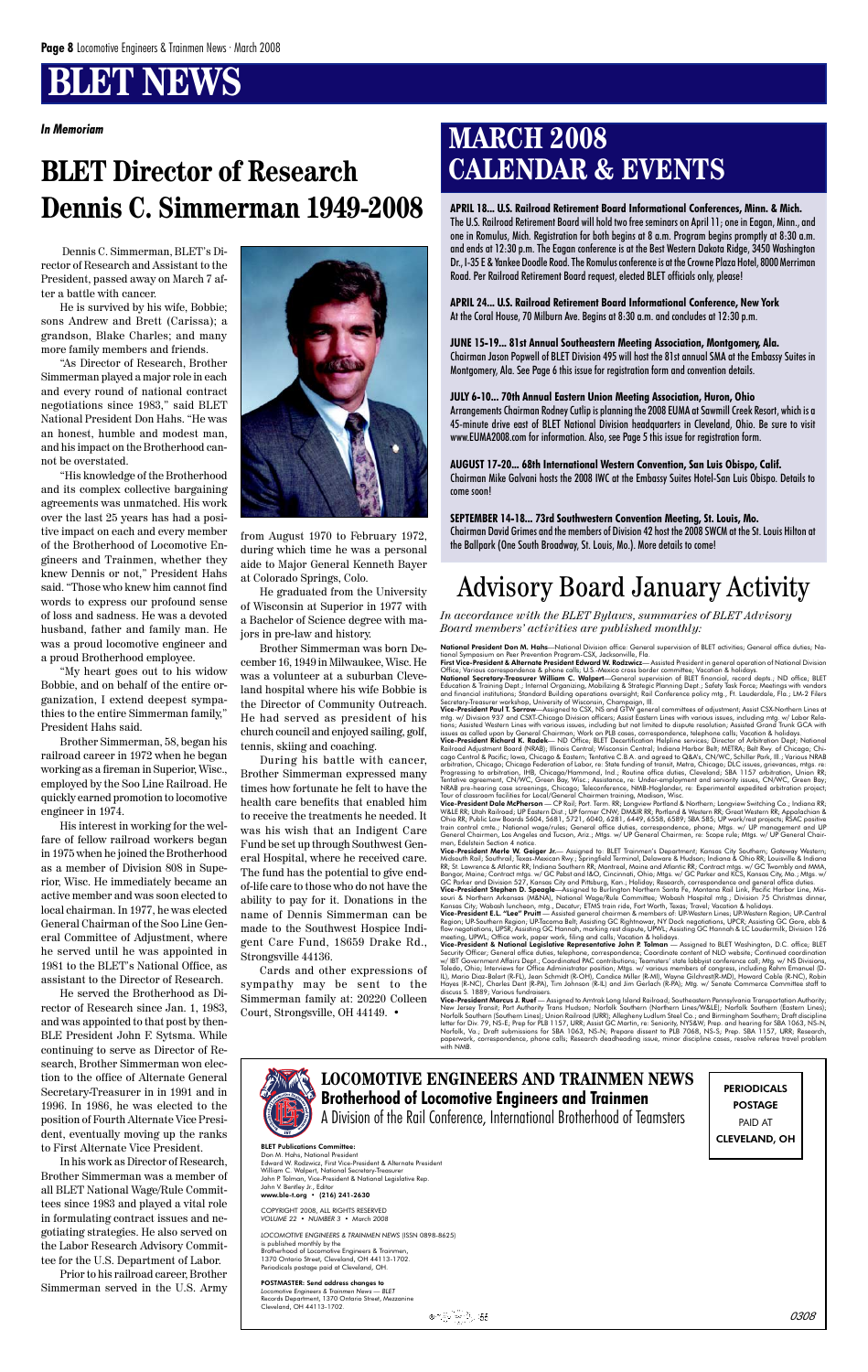# BLET NEWS

*In Memoriam*

## BLET Director of Research Dennis C. Simmerman 1949-2008

Dennis C. Simmerman, BLET's Director of Research and Assistant to the President, passed away on March 7 after a battle with cancer.

He is survived by his wife, Bobbie; sons Andrew and Brett (Carissa); a grandson, Blake Charles; and many more family members and friends.

"As Director of Research, Brother Simmerman played a major role in each and every round of national contract negotiations since 1983," said BLET National President Don Hahs. "He was an honest, humble and modest man, and his impact on the Brotherhood cannot be overstated.

"His knowledge of the Brotherhood and its complex collective bargaining agreements was unmatched. His work over the last 25 years has had a positive impact on each and every member of the Brotherhood of Locomotive Engineers and Trainmen, whether they knew Dennis or not," President Hahs said. "Those who knew him cannot find words to express our profound sense of loss and sadness. He was a devoted husband, father and family man. He was a proud locomotive engineer and a proud Brotherhood employee.

"My heart goes out to his widow Bobbie, and on behalf of the entire organization, I extend deepest sympathies to the entire Simmerman family," President Hahs said.

Brother Simmerman, 58, began his railroad career in 1972 when he began working as a fireman in Superior, Wisc., employed by the Soo Line Railroad. He quickly earned promotion to locomotive engineer in 1974.

His interest in working for the welfare of fellow railroad workers began in 1975 when he joined the Brotherhood as a member of Division 808 in Superior, Wisc. He immediately became an active member and was soon elected to local chairman. In 1977, he was elected General Chairman of the Soo Line General Committee of Adjustment, where he served until he was appointed in 1981 to the BLET's National Office, as assistant to the Director of Research.

He served the Brotherhood as Director of Research since Jan. 1, 1983, and was appointed to that post by then-BLE President John F. Sytsma. While continuing to serve as Director of Research, Brother Simmerman won election to the office of Alternate General Secretary-Treasurer in in 1991 and in 1996. In 1986, he was elected to the position of Fourth Alternate Vice President, eventually moving up the ranks to First Alternate Vice President.

In his work as Director of Research, Brother Simmerman was a member of all BLET National Wage/Rule Committees since 1983 and played a vital role in formulating contract issues and negotiating strategies. He also served on the Labor Research Advisory Committee for the U.S. Department of Labor.

Prior to his railroad career, Brother Simmerman served in the U.S. Army from August 1970 to February 1972, during which time he was a personal aide to Major General Kenneth Bayer at Colorado Springs, Colo.

He graduated from the University of Wisconsin at Superior in 1977 with a Bachelor of Science degree with majors in pre-law and history.

Brother Simmerman was born December 16, 1949 in Milwaukee, Wisc. He was a volunteer at a suburban Cleveland hospital where his wife Bobbie is the Director of Community Outreach. He had served as president of his church council and enjoyed sailing, golf, tennis, skiing and coaching.

During his battle with cancer, Brother Simmerman expressed many times how fortunate he felt to have the health care benefits that enabled him to receive the treatments he needed. It was his wish that an Indigent Care Fund be set up through Southwest General Hospital, where he received care. The fund has the potential to give end-of-life care to those who do not have the ability to pay for it. Donations in the name of Dennis Simmerman can be made to the Southwest Hospice Indigent Care Fund, 18659 Drake Rd., Strongsville 44136.

Cards and other expressions of sympathy may be sent to the Simmerman family at: 20220 Colleen Court, Strongsville, OH 44149. •

## MARCH 2008 CALENDAR & EVENTS

**APRIL 18... U.S. Railroad Retirement Board Informational Conferences, Minn. & Mich.**
The U.S. Railroad Retirement Board will hold two free seminars on April 11; one in Eagan, Minn., and one in Romulus, Mich. Registration for both begins at 8 a.m. Program begins promptly at 8:30 a.m. and ends at 12:30 p.m. The Eagan conference is at the Best Western Dakota Ridge, 3450 Washington Dr., I-35 E & Yankee Doodle Road. The Romulus conference is at the Crowne Plaza Hotel, 8000 Merriman Road. Per Railroad Retirement Board request, elected BLET officials only, please!

**APRIL 24... U.S. Railroad Retirement Board Informational Conference, New York**
At the Coral House, 70 Milburn Ave. Begins at 8:30 a.m. and concludes at 12:30 p.m.

**JUNE 15-19... 81st Annual Southeastern Meeting Association, Montgomery, Ala.**
Chairman Jason Popwell of Division 495 will host the 81st annual SMA at the Embassy Suites in Montgomery, Ala. See Page 6 this issue for registration form and convention details.

**JULY 6-10... 70th Annual Eastern Union Meeting Association, Huron, Ohio**
Arrangements Chairman Rodney Cutlip is planning the 2008 EUMA at Sawmill Creek Resort, which is a 45-minute drive east of BLET National Division headquarters in Cleveland, Ohio. Be sure to visit www.EUMA2008.com for information. Also, see Page 5 this issue for registration form.

**AUGUST 17-20... 68th International Western Convention, San Luis Obispo, Calif.**
Chairman Mike Galvani hosts the 2008 IWC at the Embassy Suites Hotel-San Luis Obispo. Details to come soon!

**SEPTEMBER 14-18... 73rd Southwestern Convention Meeting, St. Louis, Mo.**
Chairman David Grimes and the members of Division 42 host the 2008 SWCM at the St. Louis Hilton at the Ballpark (One South Broadway, St. Louis, Mo.). More details to come!

## Advisory Board January Activity

*In accordance with the BLET Bylaws, summaries of BLET Advisory Board members' activities are published monthly:*

**National President Don M. Hahs**—National Division office: General supervision of BLET activities; General office duties; National Symposium on Peer Prevention Program-CSX, Jacksonville, Fla.

**First Vice-President & Alternate President Edward W. Rodzwicz**— Assisted President in general operation of National Division Office; Various correspondence & phone calls; U.S.-Mexico cross border committee; Vacation & holidays.

**National Secretary-Treasurer William C. Walpert**—General supervision of BLET financial, record depts.; ND office; BLET Education & Training Dept.; Internal Organizing, Mobilizing & Strategic Planning Dept.; Safety Task Force; Meetings with vendors and financial institutions; Standard Building operations oversight; Rail Conference policy mtg., Ft. Lauderdale, Fla.; LM-2 Filers Secretary-Treasurer workshop, University of Wisconsin, Champaign, Ill.

**Vice-President Paul T. Sorrow**—Assigned to CSX, NS and GTW general committees of adjustment; Assist CSX-Northern Lines at mtg. w/ Division 937 and CSXT-Chicago Division officers; Assist Eastern Lines with various issues, including mtg. w/ Labor Relations; Assisted Western Lines with various issues, including but not limited to dispute resolution; Assisted Grand Trunk GCA with issues as called upon by General Chairman; Work on PLB cases, correspondence, telephone calls; Vacation & holidays.

**Vice-President Richard K. Radek**— ND Office; BLET Decertification Helpline services; Director of Arbitration Dept; National Railroad Adjustment Board (NRAB); Illinois Central; Wisconsin Central; Indiana Harbor Belt; METRA; Belt Rwy. of Chicago; Chicago Central & Pacific; Iowa, Chicago & Eastern; Tentative C.B.A. and agreed to Q&A's, CN/WC, Schiller Park, Ill.; Various NRAB arbitration, Chicago; Chicago Federation of Labor, re: State funding of transit, Metra, Chicago; DLC issues, grievances, mtgs. re: Progressing to arbitration, IHB, Chicago/Hammond, Ind.; Routine office duties, Cleveland; SBA 1157 arbitration, Union RR; Tentative agreement, CN/WC, Green Bay, Wisc.; Assistance, re: Under-employment and seniority issues, CN/WC, Green Bay; NRAB pre-hearing case screenings, Chicago; Teleconference, NMB-Hoglander, re: Experimental expedited arbitration project; Tour of classroom facilities for Local/General Chairmen training, Madison, Wisc.

**Vice-President Dale McPherson** — CP Rail; Port. Term. RR; Longview Portland & Northern; Longview Switching Co.; Indiana RR; W&LE RR; Utah Railroad; UP Eastern Dist.; UP former CNW; DM&IR RR; Portland & Western RR; Great Western RR; Appalachian & Ohio RR; Public Law Boards 5604, 5681, 5721, 6040, 6281, 6449, 6558, 6589; SBA 585; UP work/rest projects; RSAC positive train control cmte.; National wage/rules; General office duties, correspondence, phone; Mtgs. w/ UP management and UP General Chairmen, Los Angeles and Tucson, Ariz.; Mtgs. w/ UP General Chairmen, re: Scope rule; Mtgs. w/ UP General Chairman, Edelstein Section 4 notice.

**Vice-President Merle W. Geiger Jr.**— Assigned to: BLET Trainmen's Department; Kansas City Southern; Gateway Western; Midsouth Rail; Southrail; Texas-Mexican Rwy.; Springfield Terminal, Delaware & Hudson; Indiana & Ohio RR; Louisville & Indiana RR; St. Lawrence & Atlantic RR; Indiana Southern RR; Montreal, Maine and Atlantic RR; Contract mtgs. w/ GC Twombly and MMA, Bangor, Maine; Contract mtgs. w/ GC Pabst and I&O, Cincinnati, Ohio; Mtgs. w/ GC Parker and KCS, Kansas City, Mo.; Mtgs. w/ GC Parker and Division 527, Kansas City and Pittsburg, Kan.; Holiday; Research, correspondence and general office duties.

**Vice-President Stephen D. Speagle**—Assigned to Burlington Northern Santa Fe, Montana Rail Link, Pacific Harbor Line, Missouri & Northern Arkansas (M&NA); National Wage/Rule Committee; Wabash Hospital mtg.; Division 75 Christmas dinner, Kansas City; Wabash luncheon, mtg., Decatur; ETMS train ride, Fort Worth, Texas; Travel; Vacation & holidays.

**Vice-President E.L. "Lee" Pruitt** — Assisted general chairmen & members of: UP-Western Lines; UP-Western Region; UP-Central Region; UP-Southern Region; UP-Tacoma Belt; Assisting GC Rightnowar, NY Dock negotiations, UPCR; Assisting GC Gore, ebb & flow negotiations, UPSR; Assisting GC Hannah, marking rest dispute, UPWL; Assisting GC Hannah & LC Loudermilk, Division 126 meeting, UPWL; Office work, paper work, filing and calls; Vacation & holidays.

**Vice-President & National Legislative Representative John P. Tolman** — Assigned to BLET Washington, D.C. office; BLET Security Officer; General office duties, telephone, correspondence; Coordinate content of NLO website, Continued coordination w/ IBT Government Affairs Dept.; Coordinated PAC contributions; Teamsters' state lobbyist conference call; Mtg. w/ NS Divisions, Toledo, Ohio; Interviews for Office Administrator position; Mtgs. w/ various members of congress, including Rahm Emanuel (D-IL), Mario Diaz-Balart (R-FL), Jean Schmidt (R-OH), Candice Miller (R-MI), Wayne Gilchrest(R-MD), Howard Coble (R-NC), Robin Hayes (R-NC), Charles Dent (R-PA), Tim Johnson (R-IL) and Jim Gerlach (R-PA); Mtg. w/ Senate Commerce Committee staff to discuss S. 1889; Various fundraisers.

**Vice-President Marcus J. Ruef** — Assigned to Amtrak Long Island Railroad; Southeastern Pennsylvania Transportation Authority; New Jersey Transit; Port Authority Trans Hudson; Norfolk Southern (Northern Lines/W&LE); Norfolk Southern (Eastern Lines); Norfolk Southern (Southern Lines); Union Railroad (URR); Allegheny Ludlum Steel Co.; and Birmingham Southern; Draft discipline letter for Div. 79, NS-E; Prep for PLB 1157, URR; Assist GC Martin, re: Seniority, NYS&W; Prep. and hearing for SBA 1063, NS-N, Norfolk, Va.; Draft submissions for SBA 1063, NS-N; Prepare dissent to PLB 7068, NS-S; Prep. SBA 1157, URR; Research, paperwork, correspondence, phone calls; Research deadheading issue, minor discipline cases, resolve referee travel problem with NMB.

**LOCOMOTIVE ENGINEERS AND TRAINMEN NEWS**
**Brotherhood of Locomotive Engineers and Trainmen**
A Division of the Rail Conference, International Brotherhood of Teamsters

PERIODICALS POSTAGE PAID AT CLEVELAND, OH

**BLET Publications Committee:**
Don M. Hahs, National President
Edward W. Rodzwicz, First Vice-President & Alternate President
William C. Walpert, National Secretary-Treasurer
John P. Tolman, Vice-President & National Legislative Rep.
John V. Bentley Jr., Editor
**www.ble-t.org • (216) 241-2630**

COPYRIGHT 2008, ALL RIGHTS RESERVED
*VOLUME 22 • NUMBER 3 • March 2008*

*LOCOMOTIVE ENGINEERS & TRAINMEN NEWS* (ISSN 0898-8625) is published monthly by the Brotherhood of Locomotive Engineers & Trainmen, 1370 Ontario Street, Cleveland, OH 44113-1702. Periodicals postage paid at Cleveland, OH.

**POSTMASTER: Send address changes to**
*Locomotive Engineers & Trainmen News — BLET*
Records Department, 1370 Ontario Street, Mezzanine
Cleveland, OH 44113-1702.

0308